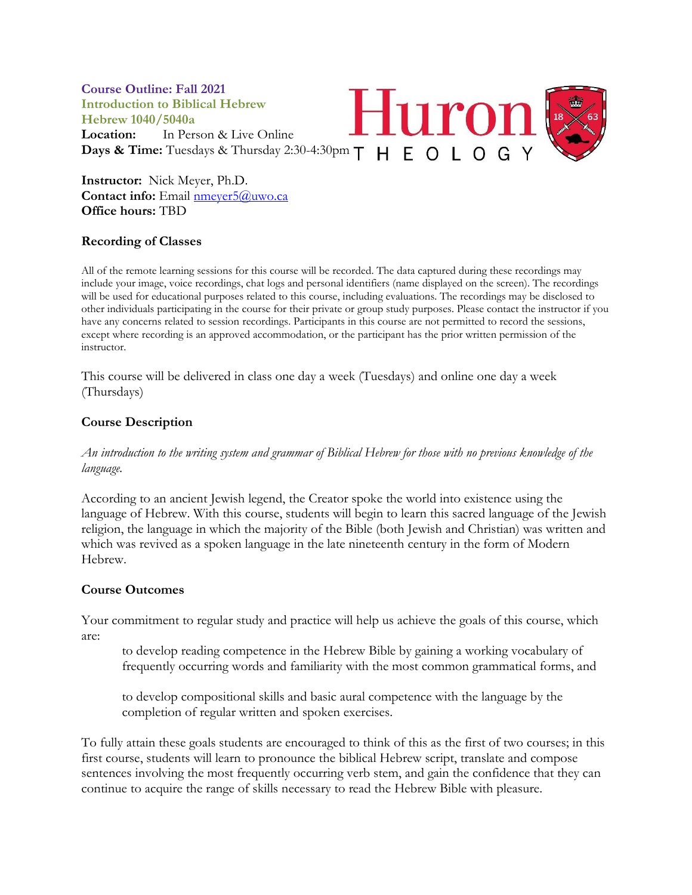**Course Outline: Fall 2021**
**Introduction to Biblical Hebrew**
**Hebrew 1040/5040a**
**Location:** In Person & Live Online
**Days & Time:** Tuesdays & Thursday 2:30-4:30pm

Huron THEOLOGY

**Instructor:** Nick Meyer, Ph.D.
**Contact info:** Email nmeyer5@uwo.ca
**Office hours:** TBD

## Recording of Classes

All of the remote learning sessions for this course will be recorded. The data captured during these recordings may include your image, voice recordings, chat logs and personal identifiers (name displayed on the screen). The recordings will be used for educational purposes related to this course, including evaluations. The recordings may be disclosed to other individuals participating in the course for their private or group study purposes. Please contact the instructor if you have any concerns related to session recordings. Participants in this course are not permitted to record the sessions, except where recording is an approved accommodation, or the participant has the prior written permission of the instructor.

This course will be delivered in class one day a week (Tuesdays) and online one day a week (Thursdays)

## Course Description

*An introduction to the writing system and grammar of Biblical Hebrew for those with no previous knowledge of the language.*

According to an ancient Jewish legend, the Creator spoke the world into existence using the language of Hebrew. With this course, students will begin to learn this sacred language of the Jewish religion, the language in which the majority of the Bible (both Jewish and Christian) was written and which was revived as a spoken language in the late nineteenth century in the form of Modern Hebrew.

## Course Outcomes

Your commitment to regular study and practice will help us achieve the goals of this course, which are:

> to develop reading competence in the Hebrew Bible by gaining a working vocabulary of frequently occurring words and familiarity with the most common grammatical forms, and
>
> to develop compositional skills and basic aural competence with the language by the completion of regular written and spoken exercises.

To fully attain these goals students are encouraged to think of this as the first of two courses; in this first course, students will learn to pronounce the biblical Hebrew script, translate and compose sentences involving the most frequently occurring verb stem, and gain the confidence that they can continue to acquire the range of skills necessary to read the Hebrew Bible with pleasure.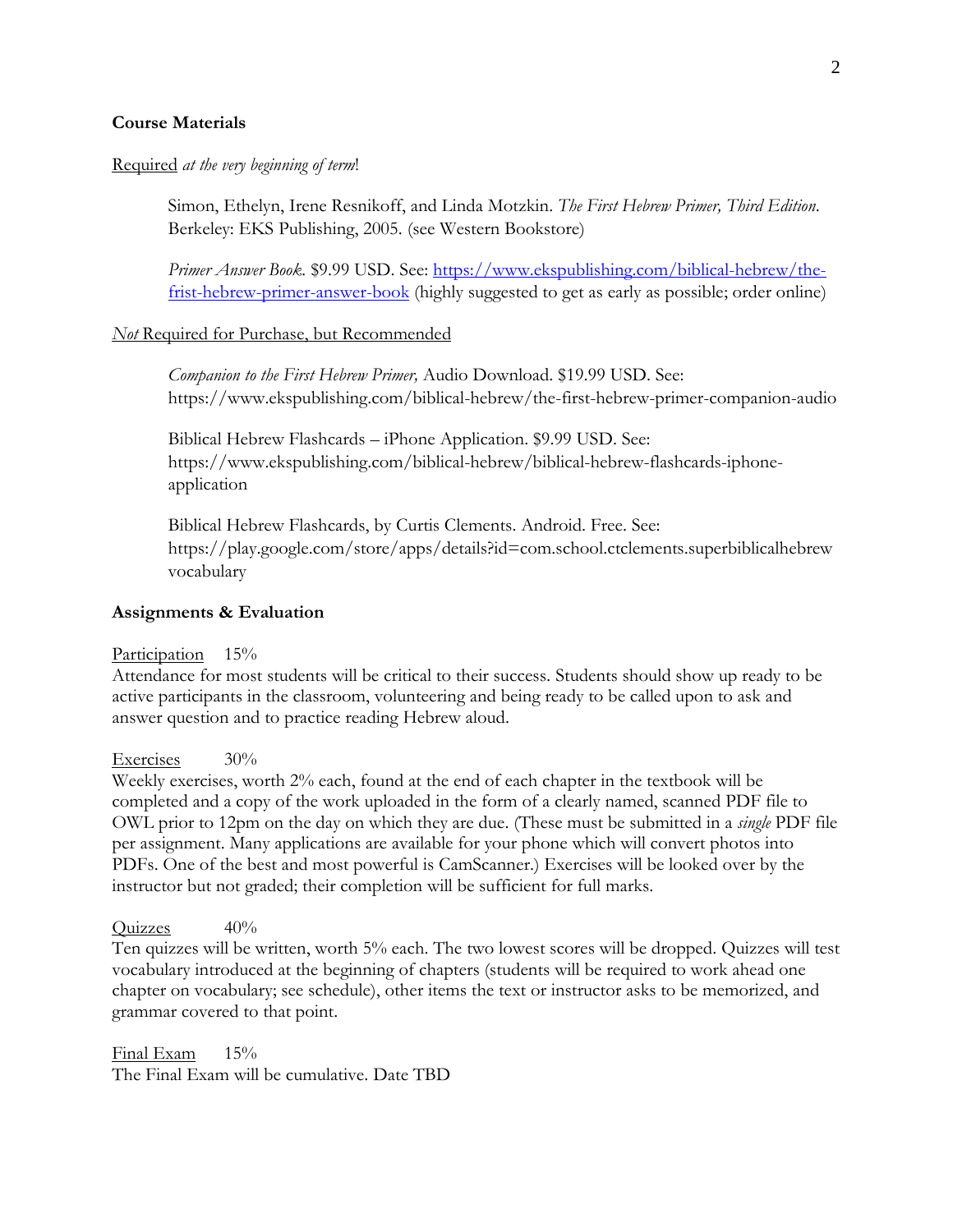**Course Materials**

Required *at the very beginning of term*!

Simon, Ethelyn, Irene Resnikoff, and Linda Motzkin. *The First Hebrew Primer, Third Edition*. Berkeley: EKS Publishing, 2005. (see Western Bookstore)

*Primer Answer Book*. $9.99 USD. See: [https://www.ekspublishing.com/biblical-hebrew/the-frist-hebrew-primer-answer-book](https://www.ekspublishing.com/biblical-hebrew/the-frist-hebrew-primer-answer-book) (highly suggested to get as early as possible; order online)

*Not* Required for Purchase, but Recommended

*Companion to the First Hebrew Primer,* Audio Download. $19.99 USD. See: https://www.ekspublishing.com/biblical-hebrew/the-first-hebrew-primer-companion-audio

Biblical Hebrew Flashcards – iPhone Application. $9.99 USD. See: https://www.ekspublishing.com/biblical-hebrew/biblical-hebrew-flashcards-iphone-application

Biblical Hebrew Flashcards, by Curtis Clements. Android. Free. See: https://play.google.com/store/apps/details?id=com.school.ctclements.superbiblicalhebrewvocabulary

**Assignments & Evaluation**

Participation 15%
Attendance for most students will be critical to their success. Students should show up ready to be active participants in the classroom, volunteering and being ready to be called upon to ask and answer question and to practice reading Hebrew aloud.

Exercises 30%
Weekly exercises, worth 2% each, found at the end of each chapter in the textbook will be completed and a copy of the work uploaded in the form of a clearly named, scanned PDF file to OWL prior to 12pm on the day on which they are due. (These must be submitted in a *single* PDF file per assignment. Many applications are available for your phone which will convert photos into PDFs. One of the best and most powerful is CamScanner.) Exercises will be looked over by the instructor but not graded; their completion will be sufficient for full marks.

Quizzes 40%
Ten quizzes will be written, worth 5% each. The two lowest scores will be dropped. Quizzes will test vocabulary introduced at the beginning of chapters (students will be required to work ahead one chapter on vocabulary; see schedule), other items the text or instructor asks to be memorized, and grammar covered to that point.

Final Exam 15%
The Final Exam will be cumulative. Date TBD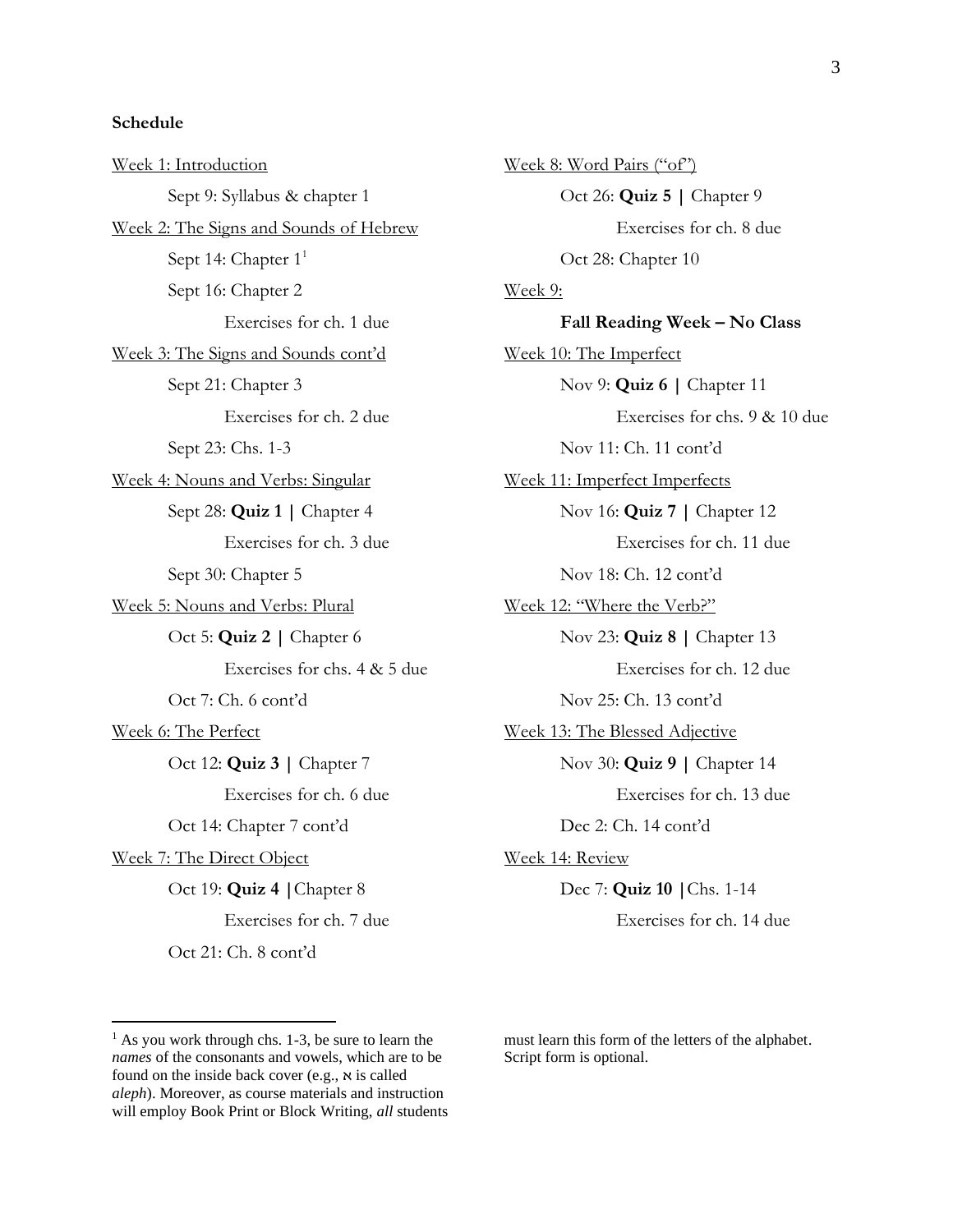**Schedule**

Week 1: Introduction

- Sept 9: Syllabus & chapter 1

Week 2: The Signs and Sounds of Hebrew

- Sept 14: Chapter 1[1]
- Sept 16: Chapter 2
  - Exercises for ch. 1 due

Week 3: The Signs and Sounds cont'd

- Sept 21: Chapter 3
  - Exercises for ch. 2 due
- Sept 23: Chs. 1-3

Week 4: Nouns and Verbs: Singular

- Sept 28: **Quiz 1 |** Chapter 4
  - Exercises for ch. 3 due
- Sept 30: Chapter 5

Week 5: Nouns and Verbs: Plural

- Oct 5: **Quiz 2 |** Chapter 6
  - Exercises for chs. 4 & 5 due
- Oct 7: Ch. 6 cont'd

Week 6: The Perfect

- Oct 12: **Quiz 3 |** Chapter 7
  - Exercises for ch. 6 due
- Oct 14: Chapter 7 cont'd

Week 7: The Direct Object

- Oct 19: **Quiz 4 |** Chapter 8
  - Exercises for ch. 7 due
- Oct 21: Ch. 8 cont'd

Week 8: Word Pairs ("of")

- Oct 26: **Quiz 5 |** Chapter 9
  - Exercises for ch. 8 due
- Oct 28: Chapter 10

Week 9:

**Fall Reading Week – No Class**

Week 10: The Imperfect

- Nov 9: **Quiz 6 |** Chapter 11
  - Exercises for chs. 9 & 10 due
- Nov 11: Ch. 11 cont'd

Week 11: Imperfect Imperfects

- Nov 16: **Quiz 7 |** Chapter 12
  - Exercises for ch. 11 due
- Nov 18: Ch. 12 cont'd

Week 12: "Where the Verb?"

- Nov 23: **Quiz 8 |** Chapter 13
  - Exercises for ch. 12 due
- Nov 25: Ch. 13 cont'd

Week 13: The Blessed Adjective

- Nov 30: **Quiz 9 |** Chapter 14
  - Exercises for ch. 13 due
- Dec 2: Ch. 14 cont'd

Week 14: Review

- Dec 7: **Quiz 10 |** Chs. 1-14
  - Exercises for ch. 14 due

---

[1] As you work through chs. 1-3, be sure to learn the *names* of the consonants and vowels, which are to be found on the inside back cover (e.g., א is called *aleph*). Moreover, as course materials and instruction will employ Book Print or Block Writing, *all* students must learn this form of the letters of the alphabet. Script form is optional.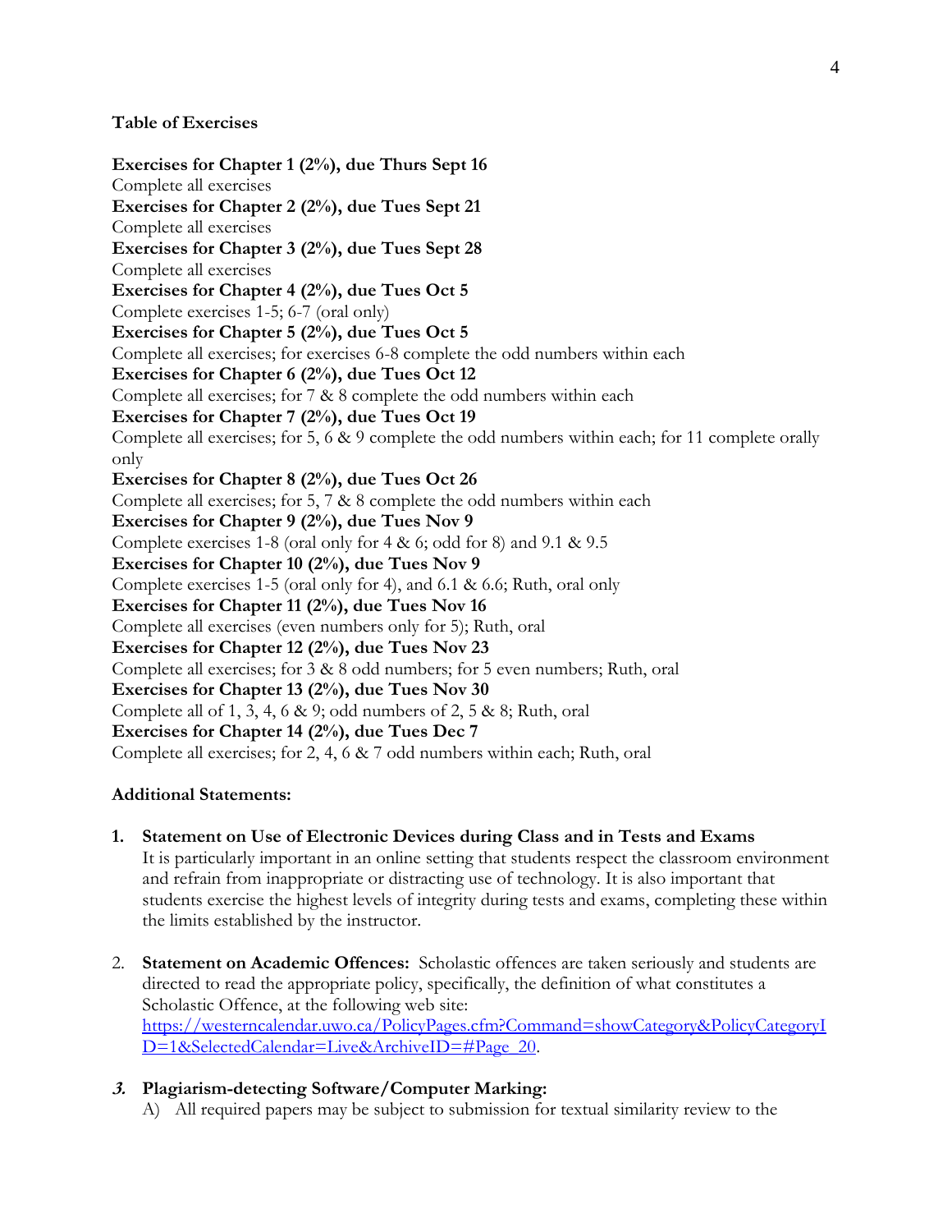**Table of Exercises**

**Exercises for Chapter 1 (2%), due Thurs Sept 16**
Complete all exercises
**Exercises for Chapter 2 (2%), due Tues Sept 21**
Complete all exercises
**Exercises for Chapter 3 (2%), due Tues Sept 28**
Complete all exercises
**Exercises for Chapter 4 (2%), due Tues Oct 5**
Complete exercises 1-5; 6-7 (oral only)
**Exercises for Chapter 5 (2%), due Tues Oct 5**
Complete all exercises; for exercises 6-8 complete the odd numbers within each
**Exercises for Chapter 6 (2%), due Tues Oct 12**
Complete all exercises; for 7 & 8 complete the odd numbers within each
**Exercises for Chapter 7 (2%), due Tues Oct 19**
Complete all exercises; for 5, 6 & 9 complete the odd numbers within each; for 11 complete orally only
**Exercises for Chapter 8 (2%), due Tues Oct 26**
Complete all exercises; for 5, 7 & 8 complete the odd numbers within each
**Exercises for Chapter 9 (2%), due Tues Nov 9**
Complete exercises 1-8 (oral only for 4 & 6; odd for 8) and 9.1 & 9.5
**Exercises for Chapter 10 (2%), due Tues Nov 9**
Complete exercises 1-5 (oral only for 4), and 6.1 & 6.6; Ruth, oral only
**Exercises for Chapter 11 (2%), due Tues Nov 16**
Complete all exercises (even numbers only for 5); Ruth, oral
**Exercises for Chapter 12 (2%), due Tues Nov 23**
Complete all exercises; for 3 & 8 odd numbers; for 5 even numbers; Ruth, oral
**Exercises for Chapter 13 (2%), due Tues Nov 30**
Complete all of 1, 3, 4, 6 & 9; odd numbers of 2, 5 & 8; Ruth, oral
**Exercises for Chapter 14 (2%), due Tues Dec 7**
Complete all exercises; for 2, 4, 6 & 7 odd numbers within each; Ruth, oral

**Additional Statements:**

1. **Statement on Use of Electronic Devices during Class and in Tests and Exams**
   It is particularly important in an online setting that students respect the classroom environment and refrain from inappropriate or distracting use of technology. It is also important that students exercise the highest levels of integrity during tests and exams, completing these within the limits established by the instructor.

2. **Statement on Academic Offences:** Scholastic offences are taken seriously and students are directed to read the appropriate policy, specifically, the definition of what constitutes a Scholastic Offence, at the following web site: https://westerncalendar.uwo.ca/PolicyPages.cfm?Command=showCategory&PolicyCategoryID=1&SelectedCalendar=Live&ArchiveID=#Page_20.

3. **Plagiarism-detecting Software/Computer Marking:**
   A) All required papers may be subject to submission for textual similarity review to the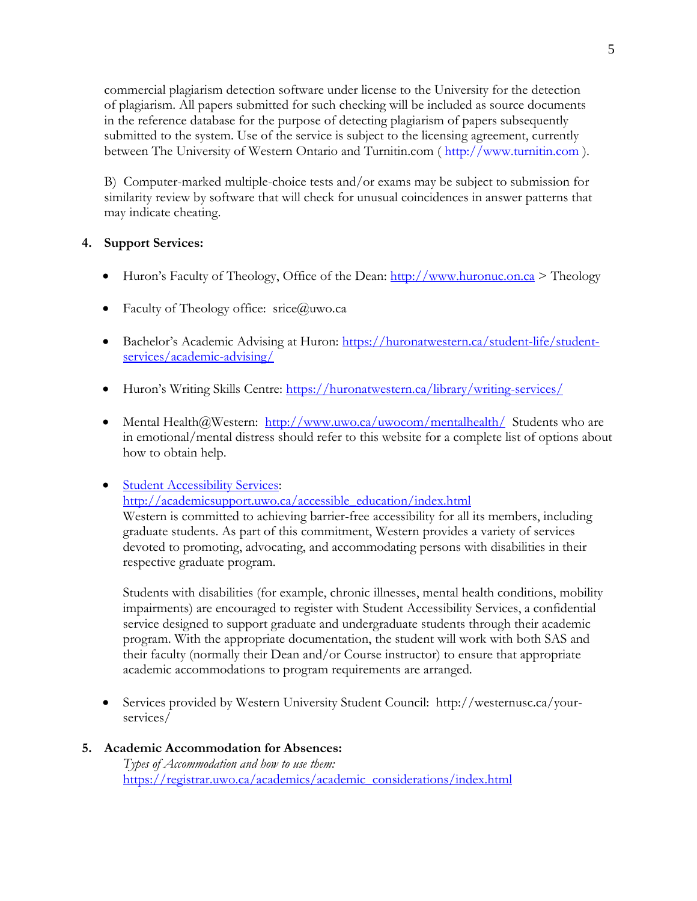commercial plagiarism detection software under license to the University for the detection of plagiarism. All papers submitted for such checking will be included as source documents in the reference database for the purpose of detecting plagiarism of papers subsequently submitted to the system. Use of the service is subject to the licensing agreement, currently between The University of Western Ontario and Turnitin.com ( http://www.turnitin.com ).

B) Computer-marked multiple-choice tests and/or exams may be subject to submission for similarity review by software that will check for unusual coincidences in answer patterns that may indicate cheating.

**4. Support Services:**

- Huron's Faculty of Theology, Office of the Dean: http://www.huronuc.on.ca > Theology
- Faculty of Theology office: srice@uwo.ca
- Bachelor's Academic Advising at Huron: https://huronatwestern.ca/student-life/student-services/academic-advising/
- Huron's Writing Skills Centre: https://huronatwestern.ca/library/writing-services/
- Mental Health@Western: http://www.uwo.ca/uwocom/mentalhealth/ Students who are in emotional/mental distress should refer to this website for a complete list of options about how to obtain help.
- Student Accessibility Services: http://academicsupport.uwo.ca/accessible_education/index.html
  Western is committed to achieving barrier-free accessibility for all its members, including graduate students. As part of this commitment, Western provides a variety of services devoted to promoting, advocating, and accommodating persons with disabilities in their respective graduate program.

  Students with disabilities (for example, chronic illnesses, mental health conditions, mobility impairments) are encouraged to register with Student Accessibility Services, a confidential service designed to support graduate and undergraduate students through their academic program. With the appropriate documentation, the student will work with both SAS and their faculty (normally their Dean and/or Course instructor) to ensure that appropriate academic accommodations to program requirements are arranged.
- Services provided by Western University Student Council: http://westernusc.ca/your-services/

**5. Academic Accommodation for Absences:**

*Types of Accommodation and how to use them:*
https://registrar.uwo.ca/academics/academic_considerations/index.html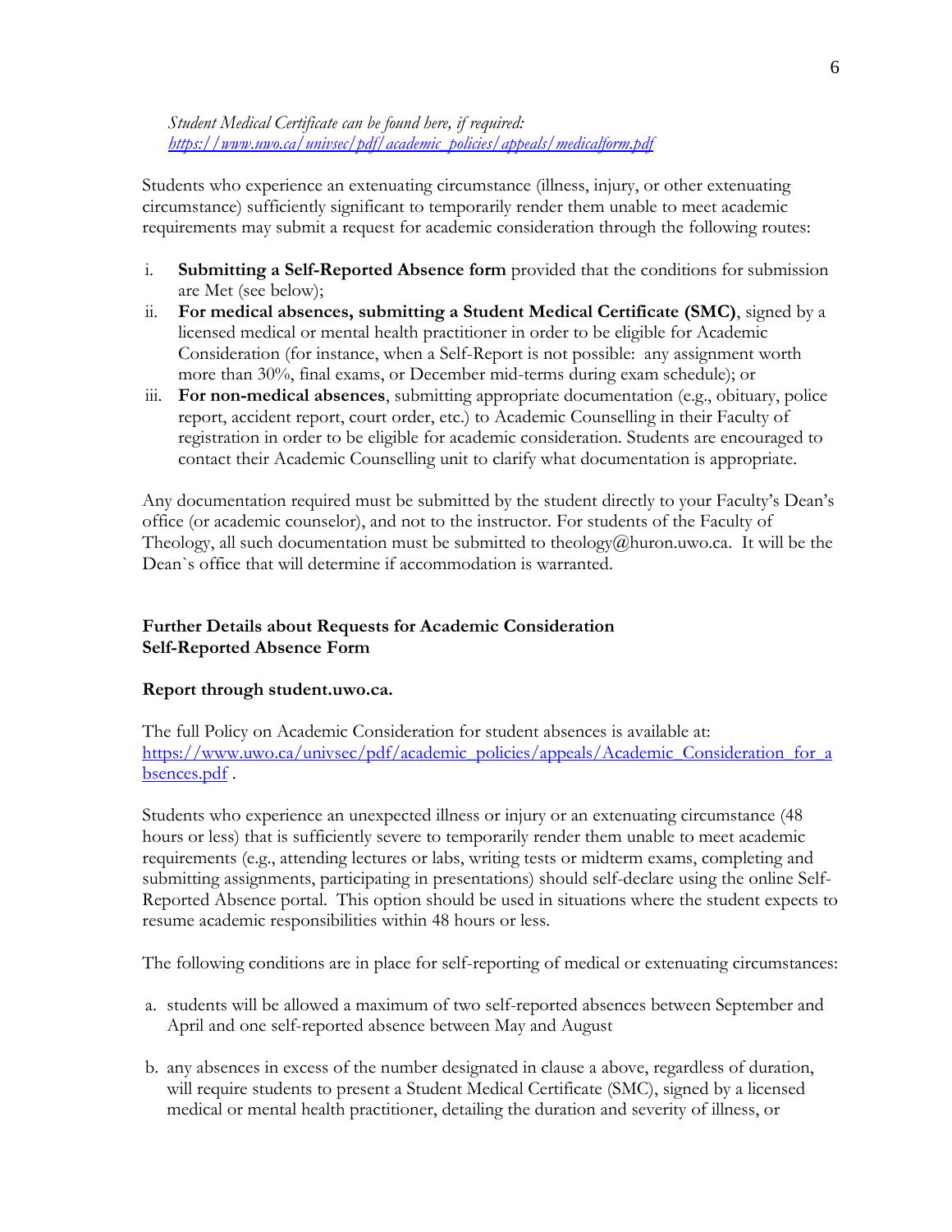*Student Medical Certificate can be found here, if required:* *[https://www.uwo.ca/univsec/pdf/academic_policies/appeals/medicalform.pdf](https://www.uwo.ca/univsec/pdf/academic_policies/appeals/medicalform.pdf)*

Students who experience an extenuating circumstance (illness, injury, or other extenuating circumstance) sufficiently significant to temporarily render them unable to meet academic requirements may submit a request for academic consideration through the following routes:

i. **Submitting a Self-Reported Absence form** provided that the conditions for submission are Met (see below);
ii. **For medical absences, submitting a Student Medical Certificate (SMC)**, signed by a licensed medical or mental health practitioner in order to be eligible for Academic Consideration (for instance, when a Self-Report is not possible: any assignment worth more than 30%, final exams, or December mid-terms during exam schedule); or
iii. **For non-medical absences**, submitting appropriate documentation (e.g., obituary, police report, accident report, court order, etc.) to Academic Counselling in their Faculty of registration in order to be eligible for academic consideration. Students are encouraged to contact their Academic Counselling unit to clarify what documentation is appropriate.

Any documentation required must be submitted by the student directly to your Faculty's Dean's office (or academic counselor), and not to the instructor. For students of the Faculty of Theology, all such documentation must be submitted to theology@huron.uwo.ca. It will be the Dean`s office that will determine if accommodation is warranted.

**Further Details about Requests for Academic Consideration**
**Self-Reported Absence Form**

**Report through student.uwo.ca.**

The full Policy on Academic Consideration for student absences is available at: [https://www.uwo.ca/univsec/pdf/academic_policies/appeals/Academic_Consideration_for_absences.pdf](https://www.uwo.ca/univsec/pdf/academic_policies/appeals/Academic_Consideration_for_absences.pdf) .

Students who experience an unexpected illness or injury or an extenuating circumstance (48 hours or less) that is sufficiently severe to temporarily render them unable to meet academic requirements (e.g., attending lectures or labs, writing tests or midterm exams, completing and submitting assignments, participating in presentations) should self-declare using the online Self-Reported Absence portal. This option should be used in situations where the student expects to resume academic responsibilities within 48 hours or less.

The following conditions are in place for self-reporting of medical or extenuating circumstances:

a. students will be allowed a maximum of two self-reported absences between September and April and one self-reported absence between May and August

b. any absences in excess of the number designated in clause a above, regardless of duration, will require students to present a Student Medical Certificate (SMC), signed by a licensed medical or mental health practitioner, detailing the duration and severity of illness, or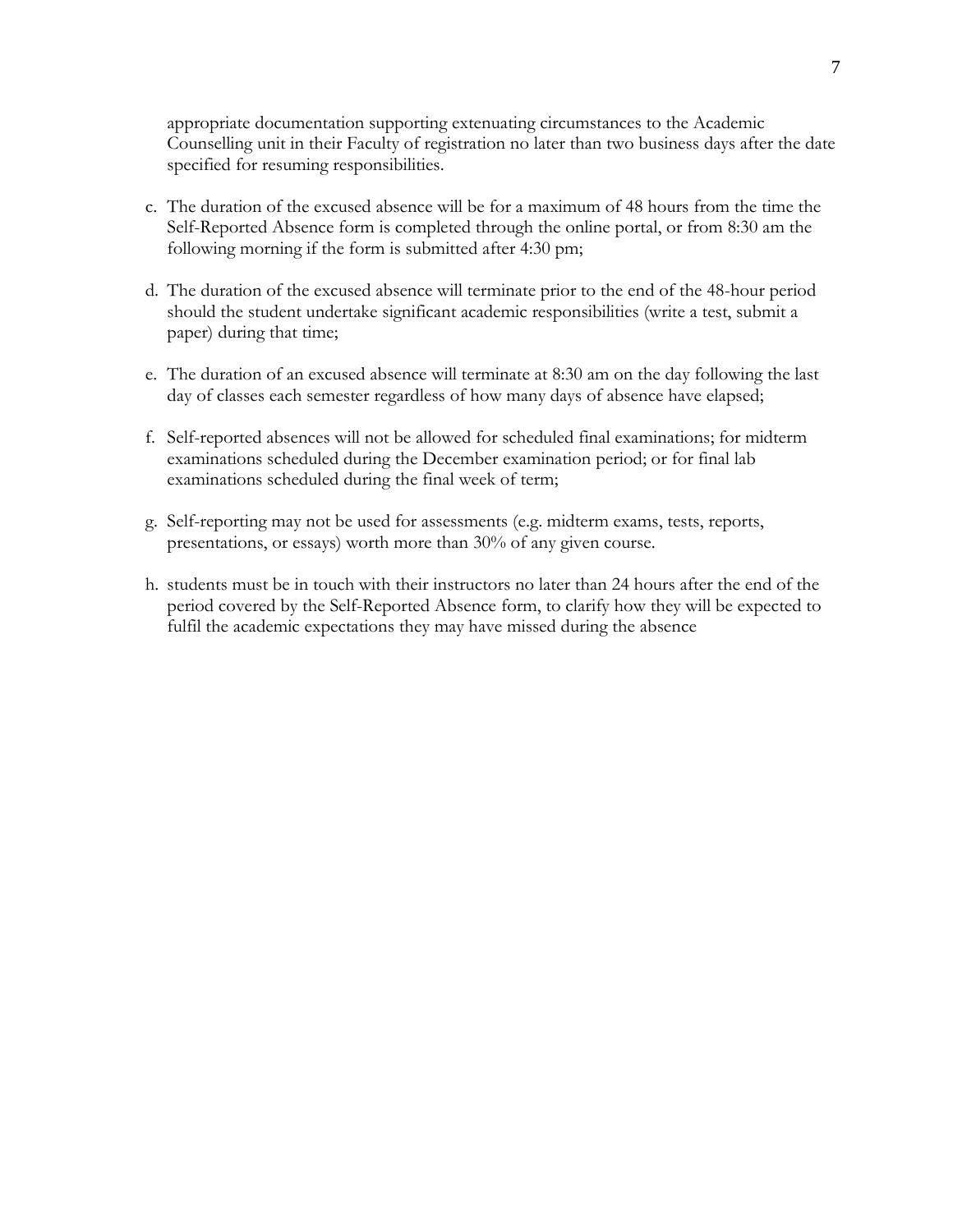appropriate documentation supporting extenuating circumstances to the Academic Counselling unit in their Faculty of registration no later than two business days after the date specified for resuming responsibilities.

c. The duration of the excused absence will be for a maximum of 48 hours from the time the Self-Reported Absence form is completed through the online portal, or from 8:30 am the following morning if the form is submitted after 4:30 pm;

d. The duration of the excused absence will terminate prior to the end of the 48-hour period should the student undertake significant academic responsibilities (write a test, submit a paper) during that time;

e. The duration of an excused absence will terminate at 8:30 am on the day following the last day of classes each semester regardless of how many days of absence have elapsed;

f. Self-reported absences will not be allowed for scheduled final examinations; for midterm examinations scheduled during the December examination period; or for final lab examinations scheduled during the final week of term;

g. Self-reporting may not be used for assessments (e.g. midterm exams, tests, reports, presentations, or essays) worth more than 30% of any given course.

h. students must be in touch with their instructors no later than 24 hours after the end of the period covered by the Self-Reported Absence form, to clarify how they will be expected to fulfil the academic expectations they may have missed during the absence